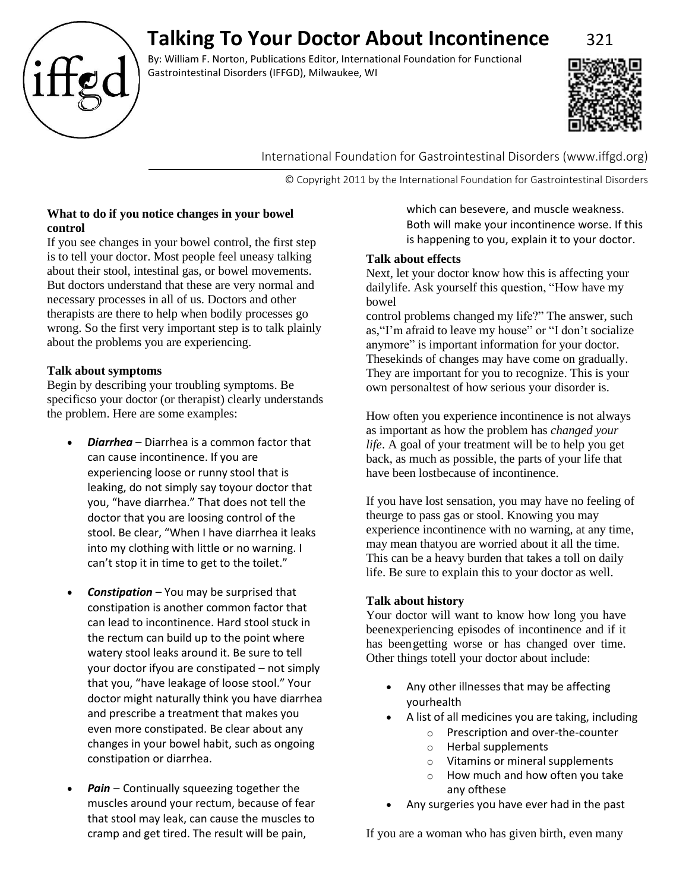# Talking To Your Doctor About Incontinence

321

By: William F. Norton, Publications Editor, International Foundation for Functional Gastrointestinal Disorders (IFFGD), Milwaukee, WI

International Foundation for Gastrointestinal Disorders (www.iffgd.org)

© Copyright 2011 by the International Foundation for Gastrointestinal Disorders

### What to do if you notice changes in your bowel control

If you see changes in your bowel control, the first step is to tell your doctor. Most people feel uneasy talking about their stool, intestinal gas, or bowel movements. But doctors understand that these are very normal and necessary processes in all of us. Doctors and other therapists are there to help when bodily processes go wrong. So the first very important step is to talk plainly about the problems you are experiencing.

### Talk about symptoms

Begin by describing your troubling symptoms. Be specificso your doctor (or therapist) clearly understands the problem. Here are some examples:

- ***Diarrhea*** – Diarrhea is a common factor that can cause incontinence. If you are experiencing loose or runny stool that is leaking, do not simply say toyour doctor that you, "have diarrhea." That does not tell the doctor that you are loosing control of the stool. Be clear, "When I have diarrhea it leaks into my clothing with little or no warning. I can't stop it in time to get to the toilet."
- ***Constipation*** – You may be surprised that constipation is another common factor that can lead to incontinence. Hard stool stuck in the rectum can build up to the point where watery stool leaks around it. Be sure to tell your doctor ifyou are constipated – not simply that you, "have leakage of loose stool." Your doctor might naturally think you have diarrhea and prescribe a treatment that makes you even more constipated. Be clear about any changes in your bowel habit, such as ongoing constipation or diarrhea.
- ***Pain*** – Continually squeezing together the muscles around your rectum, because of fear that stool may leak, can cause the muscles to cramp and get tired. The result will be pain, which can besevere, and muscle weakness. Both will make your incontinence worse. If this is happening to you, explain it to your doctor.

### Talk about effects

Next, let your doctor know how this is affecting your dailylife. Ask yourself this question, "How have my bowel control problems changed my life?" The answer, such as,"I'm afraid to leave my house" or "I don't socialize anymore" is important information for your doctor. Thesekinds of changes may have come on gradually. They are important for you to recognize. This is your own personaltest of how serious your disorder is.

How often you experience incontinence is not always as important as how the problem has *changed your life*. A goal of your treatment will be to help you get back, as much as possible, the parts of your life that have been lostbecause of incontinence.

If you have lost sensation, you may have no feeling of theurge to pass gas or stool. Knowing you may experience incontinence with no warning, at any time, may mean thatyou are worried about it all the time. This can be a heavy burden that takes a toll on daily life. Be sure to explain this to your doctor as well.

### Talk about history

Your doctor will want to know how long you have beenexperiencing episodes of incontinence and if it has beengetting worse or has changed over time. Other things totell your doctor about include:

- Any other illnesses that may be affecting yourhealth
- A list of all medicines you are taking, including
  - Prescription and over-the-counter
  - Herbal supplements
  - Vitamins or mineral supplements
  - How much and how often you take any ofthese
- Any surgeries you have ever had in the past

If you are a woman who has given birth, even many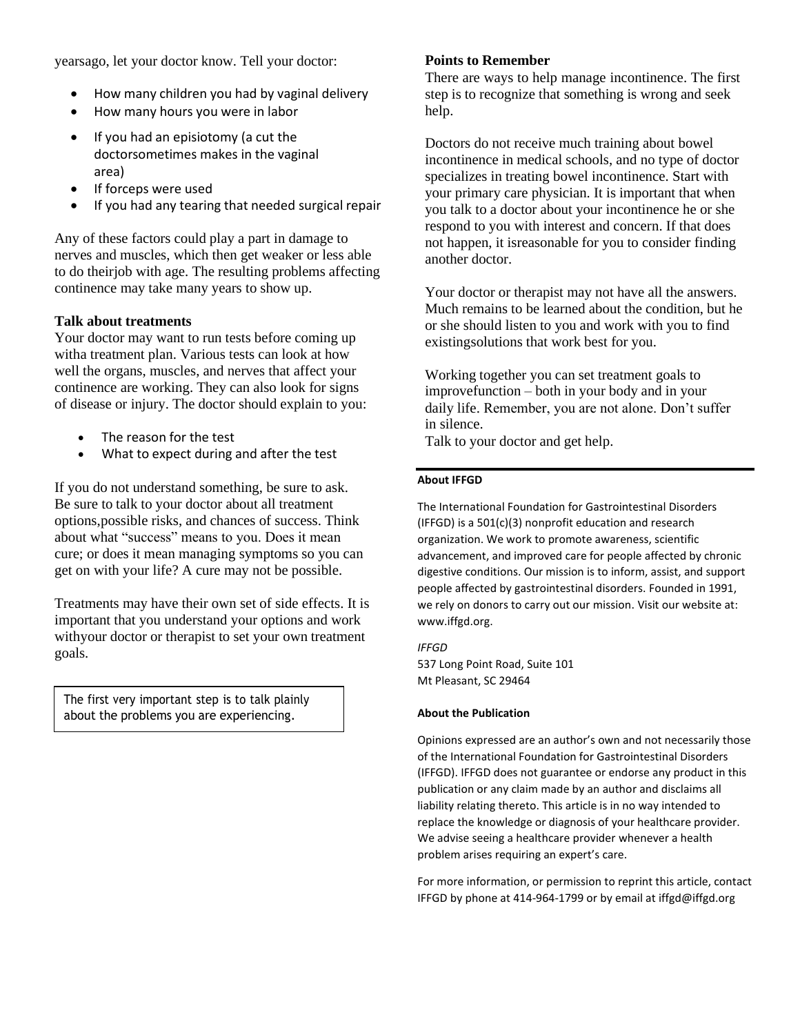yearsago, let your doctor know. Tell your doctor:

- How many children you had by vaginal delivery
- How many hours you were in labor
- If you had an episiotomy (a cut the doctorsometimes makes in the vaginal area)
- If forceps were used
- If you had any tearing that needed surgical repair

Any of these factors could play a part in damage to nerves and muscles, which then get weaker or less able to do theirjob with age. The resulting problems affecting continence may take many years to show up.

### Talk about treatments

Your doctor may want to run tests before coming up witha treatment plan. Various tests can look at how well the organs, muscles, and nerves that affect your continence are working. They can also look for signs of disease or injury. The doctor should explain to you:

- The reason for the test
- What to expect during and after the test

If you do not understand something, be sure to ask. Be sure to talk to your doctor about all treatment options,possible risks, and chances of success. Think about what "success" means to you. Does it mean cure; or does it mean managing symptoms so you can get on with your life? A cure may not be possible.

Treatments may have their own set of side effects. It is important that you understand your options and work withyour doctor or therapist to set your own treatment goals.

> The first very important step is to talk plainly about the problems you are experiencing.

### Points to Remember

There are ways to help manage incontinence. The first step is to recognize that something is wrong and seek help.

Doctors do not receive much training about bowel incontinence in medical schools, and no type of doctor specializes in treating bowel incontinence. Start with your primary care physician. It is important that when you talk to a doctor about your incontinence he or she respond to you with interest and concern. If that does not happen, it isreasonable for you to consider finding another doctor.

Your doctor or therapist may not have all the answers. Much remains to be learned about the condition, but he or she should listen to you and work with you to find existingsolutions that work best for you.

Working together you can set treatment goals to improvefunction – both in your body and in your daily life. Remember, you are not alone. Don't suffer in silence.
Talk to your doctor and get help.

---

**About IFFGD**

The International Foundation for Gastrointestinal Disorders (IFFGD) is a 501(c)(3) nonprofit education and research organization. We work to promote awareness, scientific advancement, and improved care for people affected by chronic digestive conditions. Our mission is to inform, assist, and support people affected by gastrointestinal disorders. Founded in 1991, we rely on donors to carry out our mission. Visit our website at: www.iffgd.org.

*IFFGD*
537 Long Point Road, Suite 101
Mt Pleasant, SC 29464

**About the Publication**

Opinions expressed are an author's own and not necessarily those of the International Foundation for Gastrointestinal Disorders (IFFGD). IFFGD does not guarantee or endorse any product in this publication or any claim made by an author and disclaims all liability relating thereto. This article is in no way intended to replace the knowledge or diagnosis of your healthcare provider. We advise seeing a healthcare provider whenever a health problem arises requiring an expert's care.

For more information, or permission to reprint this article, contact IFFGD by phone at 414-964-1799 or by email at iffgd@iffgd.org